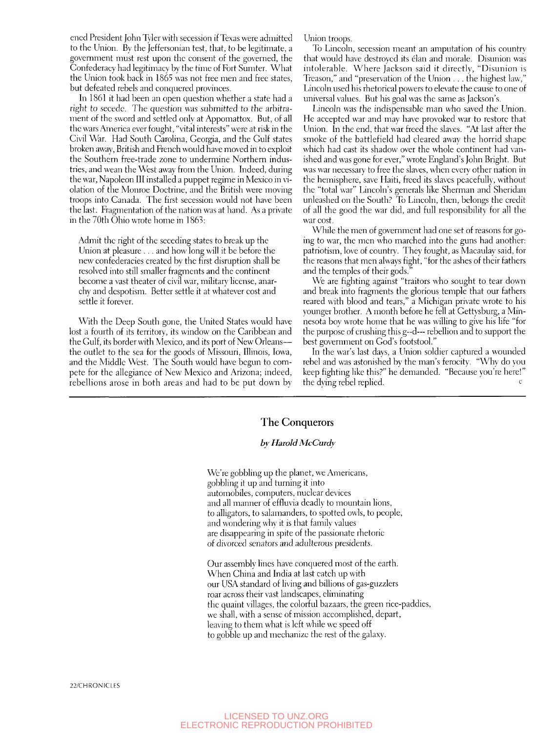ened President John Tyler with secession if Texas were admitted to the Union. By the Jeffersonian test, that, to be legitimate, a government must rest upon the consent of the governed, the Confederacy had legitimacy by the time of Fort Sumter. What the Union took back in 1865 was not free men and free states, but defeated rebels and conquered provinces.

In 1861 it had been an open question whether a state had a *right* to secede. The question was submitted to the arbitrament of the sword and settled only at Appomattox. But, of all the wars America ever fought, "vital interests" were at risk in the Civil War. Had South Carolina, Georgia, and the Gulf states broken away, British and French would have moved in to exploit the Southern free-trade zone to undermine Northern industries, and wean the West away from the Union. Indeed, during the war, Napoleon III installed a puppet regime in Mexico in violation of the Monroe Doctrine, and the British were moving troops into Canada. The first secession would not have been the last. Fragmentation of the nation was at hand. As a private in the 70th Ohio wrote home in 1863:

> Admit the right of the seceding states to break up the Union at pleasure . . . and how long will it be before the new confederacies created by the first disruption shall be resolved into still smaller fragments and the continent become a vast theater of civil war, military license, anarchy and despotism. Better settle it at whatever cost and settle it forever.

With the Deep South gone, the United States would have lost a fourth of its territory, its window on the Caribbean and the Gulf, its border with Mexico, and its port of New Orleans—the outlet to the sea for the goods of Missouri, Illinois, Iowa, and the Middle West. The South would have begun to compete for the allegiance of New Mexico and Arizona; indeed, rebellions arose in both areas and had to be put down by Union troops.

To Lincoln, secession meant an amputation of his country that would have destroyed its élan and morale. Disunion was intolerable. Where Jackson said it directly, "Disunion is Treason," and "preservation of the Union . . . the highest law," Lincoln used his rhetorical powers to elevate the cause to one of universal values. But his goal was the same as Jackson's.

Lincoln was the indispensable man who saved the Union. He accepted war and may have provoked war to restore that Union. In the end, that war freed the slaves. "At last after the smoke of the battlefield had cleared away the horrid shape which had cast its shadow over the whole continent had vanished and was gone for ever," wrote England's John Bright. But was war necessary to free the slaves, when every other nation in the hemisphere, save Haiti, freed its slaves peacefully, without the "total war" Lincoln's generals like Sherman and Sheridan unleashed on the South? To Lincoln, then, belongs the credit of all the good the war did, and full responsibility for all the war cost.

While the men of government had one set of reasons for going to war, the men who marched into the guns had another: patriotism, love of country. They fought, as Macaulay said, for the reasons that men always fight, "for the ashes of their fathers and the temples of their gods."

We are fighting against "traitors who sought to tear down and break into fragments the glorious temple that our fathers reared with blood and tears," a Michigan private wrote to his younger brother. A month before he fell at Gettysburg, a Minnesota boy wrote home that he was willing to give his life "for the purpose of crushing this g--d--- rebellion and to support the best government on God's footstool."

In the war's last days, a Union soldier captured a wounded rebel and was astonished by the man's ferocity. "Why do you keep fighting like this?" he demanded. "Because you're here!" the dying rebel replied.

## The Conquerors

***by Harold McCurdy***

We're gobbling up the planet, we Americans,  
gobbling it up and turning it into  
automobiles, computers, nuclear devices  
and all manner of effluvia deadly to mountain lions,  
to alligators, to salamanders, to spotted owls, to people,  
and wondering why it is that family values  
are disappearing in spite of the passionate rhetoric  
of divorced senators and adulterous presidents.

Our assembly lines have conquered most of the earth.  
When China and India at last catch up with  
our USA standard of living and billions of gas-guzzlers  
roar across their vast landscapes, eliminating  
the quaint villages, the colorful bazaars, the green rice-paddies,  
we shall, with a sense of mission accomplished, depart,  
leaving to them what is left while we speed off  
to gobble up and mechanize the rest of the galaxy.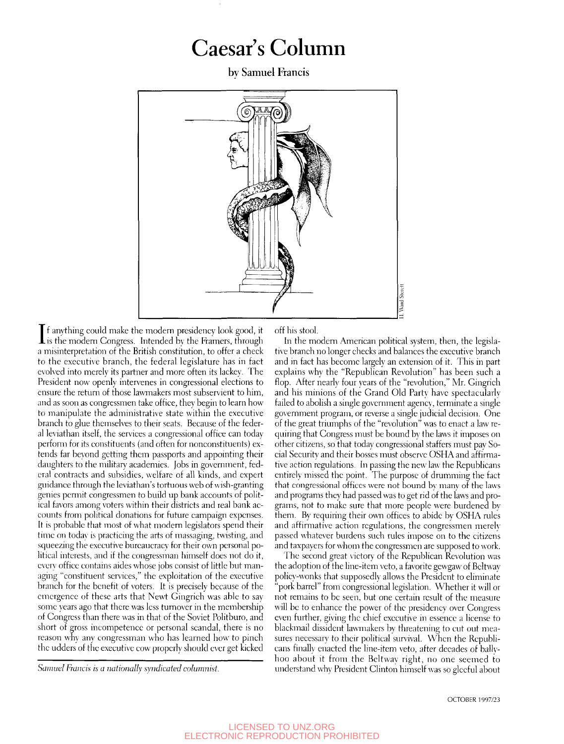# Caesar's Column

by Samuel Francis

H. Ward Sterett

If anything could make the modern presidency look good, it is the modern Congress. Intended by the Framers, through a misinterpretation of the British constitution, to offer a check to the executive branch, the federal legislature has in fact evolved into merely its partner and more often its lackey. The President now openly intervenes in congressional elections to ensure the return of those lawmakers most subservient to him, and as soon as congressmen take office, they begin to learn how to manipulate the administrative state within the executive branch to glue themselves to their seats. Because of the federal leviathan itself, the services a congressional office can today perform for its constituents (and often for nonconstituents) extends far beyond getting them passports and appointing their daughters to the military academies. Jobs in government, federal contracts and subsidies, welfare of all kinds, and expert guidance through the leviathan's tortuous web of wish-granting genies permit congressmen to build up bank accounts of political favors among voters within their districts and real bank accounts from political donations for future campaign expenses. It is probable that most of what modern legislators spend their time on today is practicing the arts of massaging, twisting, and squeezing the executive bureaucracy for their own personal political interests, and if the congressman himself does not do it, every office contains aides whose jobs consist of little but managing "constituent services," the exploitation of the executive branch for the benefit of voters. It is precisely because of the emergence of these arts that Newt Gingrich was able to say some years ago that there was less turnover in the membership of Congress than there was in that of the Soviet Politburo, and short of gross incompetence or personal scandal, there is no reason why any congressman who has learned how to pinch the udders of the executive cow properly should ever get kicked off his stool.

In the modern American political system, then, the legislative branch no longer checks and balances the executive branch and in fact has become largely an extension of it. This in part explains why the "Republican Revolution" has been such a flop. After nearly four years of the "revolution," Mr. Gingrich and his minions of the Grand Old Party have spectacularly failed to abolish a single government agency, terminate a single government program, or reverse a single judicial decision. One of the great triumphs of the "revolution" was to enact a law requiring that Congress must be bound by the laws it imposes on other citizens, so that today congressional staffers must pay Social Security and their bosses must observe OSHA and affirmative action regulations. In passing the new law the Republicans entirely missed the point. The purpose of drumming the fact that congressional offices were not bound by many of the laws and programs they had passed was to get rid of the laws and programs, not to make sure that more people were burdened by them. By requiring their own offices to abide by OSHA rules and affirmative action regulations, the congressmen merely passed whatever burdens such rules impose on to the citizens and taxpayers for whom the congressmen are supposed to work.

The second great victory of the Republican Revolution was the adoption of the line-item veto, a favorite gewgaw of Beltway policy-wonks that supposedly allows the President to eliminate "pork barrel" from congressional legislation. Whether it will or not remains to be seen, but one certain result of the measure will be to enhance the power of the presidency over Congress even further, giving the chief executive in essence a license to blackmail dissident lawmakers by threatening to cut out measures necessary to their political survival. When the Republicans finally enacted the line-item veto, after decades of ballyhoo about it from the Beltway right, no one seemed to understand why President Clinton himself was so gleeful about

*Samuel Francis is a nationally syndicated columnist.*